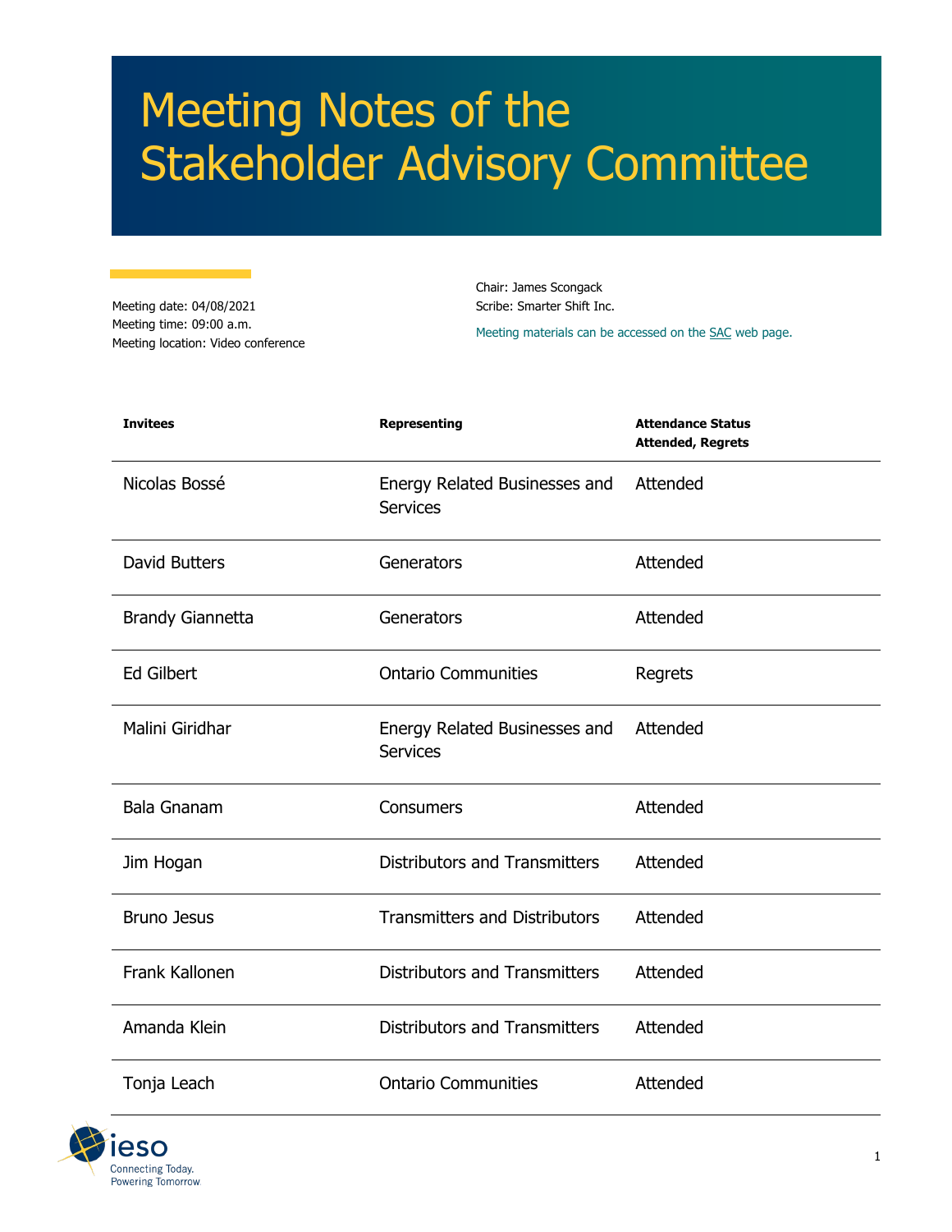# Meeting Notes of the Stakeholder Advisory Committee

Meeting date: 04/08/2021
Meeting time: 09:00 a.m.
Meeting location: Video conference

Chair: James Scongack
Scribe: Smarter Shift Inc.

Meeting materials can be accessed on the SAC web page.

| Invitees | Representing | Attendance Status Attended, Regrets |
|---|---|---|
| Nicolas Bossé | Energy Related Businesses and Services | Attended |
| David Butters | Generators | Attended |
| Brandy Giannetta | Generators | Attended |
| Ed Gilbert | Ontario Communities | Regrets |
| Malini Giridhar | Energy Related Businesses and Services | Attended |
| Bala Gnanam | Consumers | Attended |
| Jim Hogan | Distributors and Transmitters | Attended |
| Bruno Jesus | Transmitters and Distributors | Attended |
| Frank Kallonen | Distributors and Transmitters | Attended |
| Amanda Klein | Distributors and Transmitters | Attended |
| Tonja Leach | Ontario Communities | Attended |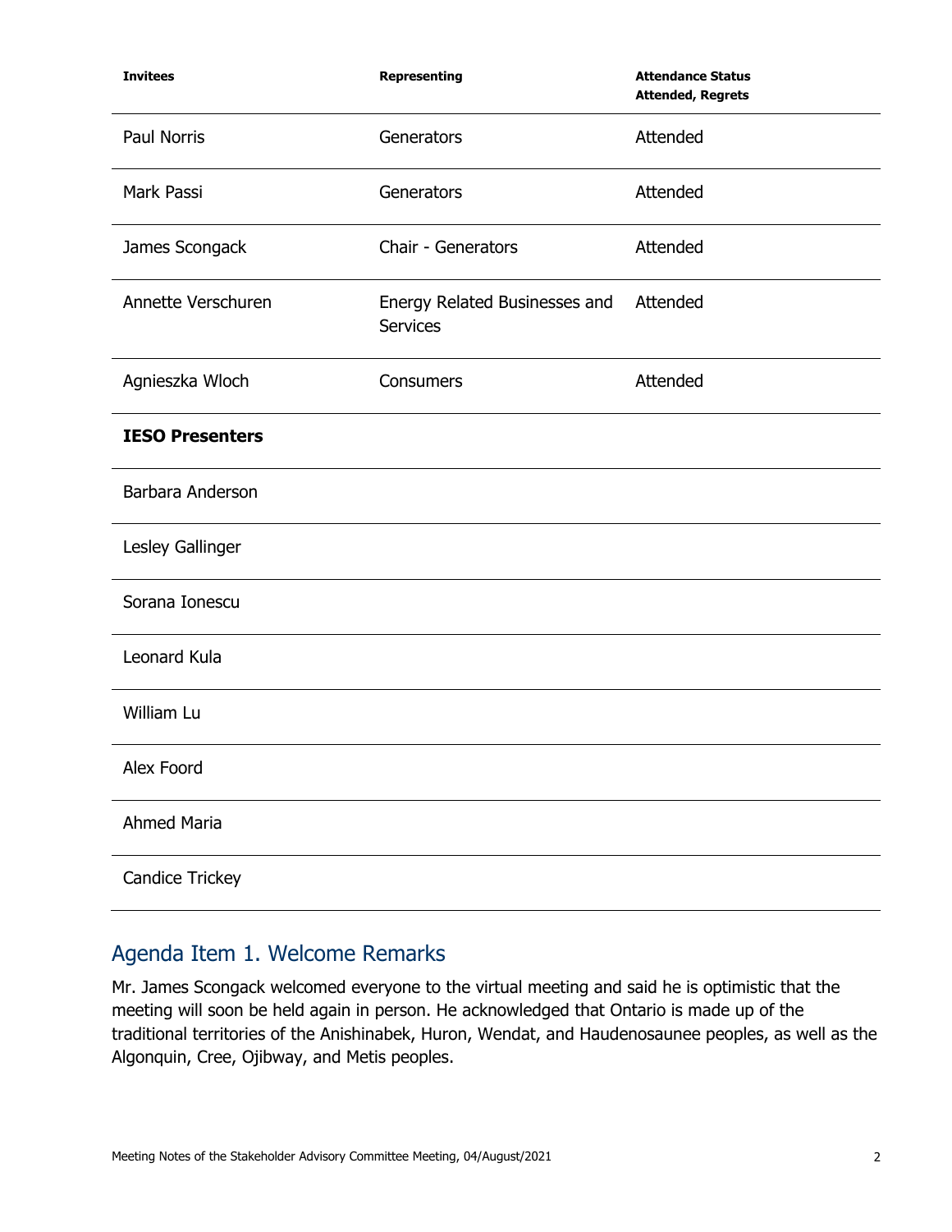| Invitees | Representing | Attendance Status Attended, Regrets |
|---|---|---|
| Paul Norris | Generators | Attended |
| Mark Passi | Generators | Attended |
| James Scongack | Chair - Generators | Attended |
| Annette Verschuren | Energy Related Businesses and Services | Attended |
| Agnieszka Wloch | Consumers | Attended |
| **IESO Presenters** | | |
| Barbara Anderson | | |
| Lesley Gallinger | | |
| Sorana Ionescu | | |
| Leonard Kula | | |
| William Lu | | |
| Alex Foord | | |
| Ahmed Maria | | |
| Candice Trickey | | |

## Agenda Item 1. Welcome Remarks

Mr. James Scongack welcomed everyone to the virtual meeting and said he is optimistic that the meeting will soon be held again in person. He acknowledged that Ontario is made up of the traditional territories of the Anishinabek, Huron, Wendat, and Haudenosaunee peoples, as well as the Algonquin, Cree, Ojibway, and Metis peoples.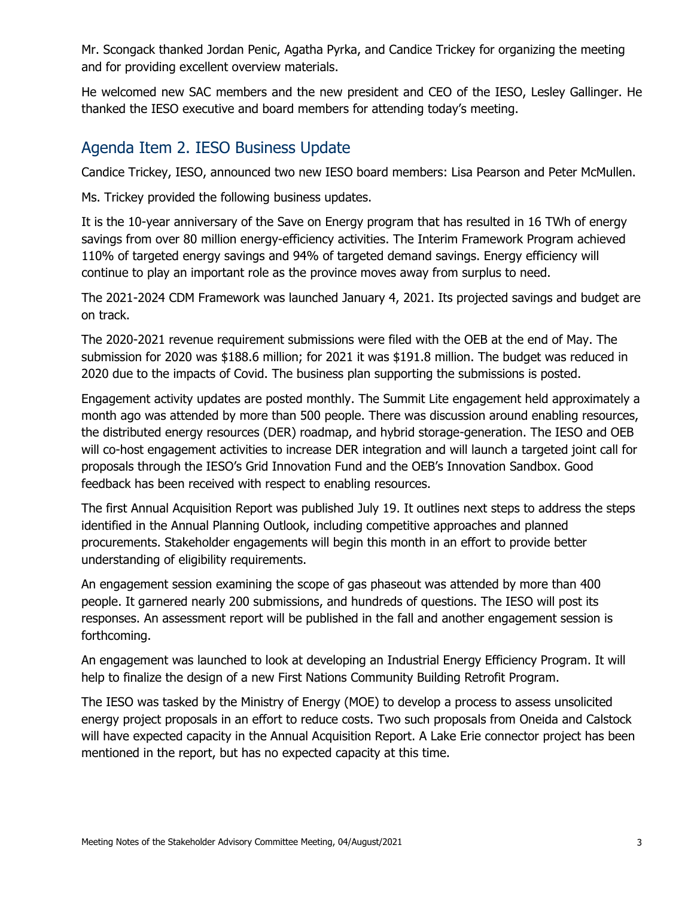Mr. Scongack thanked Jordan Penic, Agatha Pyrka, and Candice Trickey for organizing the meeting and for providing excellent overview materials.

He welcomed new SAC members and the new president and CEO of the IESO, Lesley Gallinger. He thanked the IESO executive and board members for attending today's meeting.

## Agenda Item 2. IESO Business Update

Candice Trickey, IESO, announced two new IESO board members: Lisa Pearson and Peter McMullen.

Ms. Trickey provided the following business updates.

It is the 10-year anniversary of the Save on Energy program that has resulted in 16 TWh of energy savings from over 80 million energy-efficiency activities. The Interim Framework Program achieved 110% of targeted energy savings and 94% of targeted demand savings. Energy efficiency will continue to play an important role as the province moves away from surplus to need.

The 2021-2024 CDM Framework was launched January 4, 2021. Its projected savings and budget are on track.

The 2020-2021 revenue requirement submissions were filed with the OEB at the end of May. The submission for 2020 was $188.6 million; for 2021 it was $191.8 million. The budget was reduced in 2020 due to the impacts of Covid. The business plan supporting the submissions is posted.

Engagement activity updates are posted monthly. The Summit Lite engagement held approximately a month ago was attended by more than 500 people. There was discussion around enabling resources, the distributed energy resources (DER) roadmap, and hybrid storage-generation. The IESO and OEB will co-host engagement activities to increase DER integration and will launch a targeted joint call for proposals through the IESO's Grid Innovation Fund and the OEB's Innovation Sandbox. Good feedback has been received with respect to enabling resources.

The first Annual Acquisition Report was published July 19. It outlines next steps to address the steps identified in the Annual Planning Outlook, including competitive approaches and planned procurements. Stakeholder engagements will begin this month in an effort to provide better understanding of eligibility requirements.

An engagement session examining the scope of gas phaseout was attended by more than 400 people. It garnered nearly 200 submissions, and hundreds of questions. The IESO will post its responses. An assessment report will be published in the fall and another engagement session is forthcoming.

An engagement was launched to look at developing an Industrial Energy Efficiency Program. It will help to finalize the design of a new First Nations Community Building Retrofit Program.

The IESO was tasked by the Ministry of Energy (MOE) to develop a process to assess unsolicited energy project proposals in an effort to reduce costs. Two such proposals from Oneida and Calstock will have expected capacity in the Annual Acquisition Report. A Lake Erie connector project has been mentioned in the report, but has no expected capacity at this time.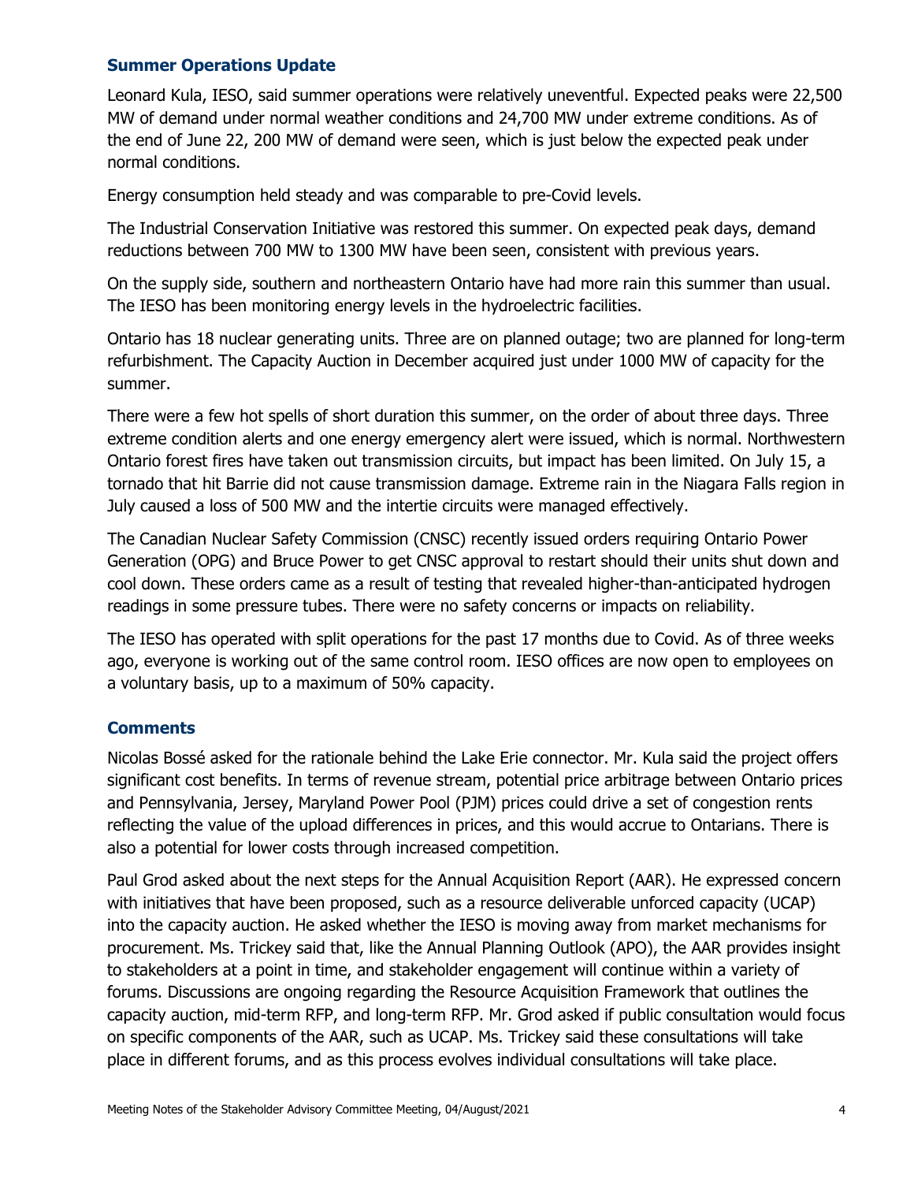## Summer Operations Update

Leonard Kula, IESO, said summer operations were relatively uneventful. Expected peaks were 22,500 MW of demand under normal weather conditions and 24,700 MW under extreme conditions. As of the end of June 22, 200 MW of demand were seen, which is just below the expected peak under normal conditions.

Energy consumption held steady and was comparable to pre-Covid levels.

The Industrial Conservation Initiative was restored this summer. On expected peak days, demand reductions between 700 MW to 1300 MW have been seen, consistent with previous years.

On the supply side, southern and northeastern Ontario have had more rain this summer than usual. The IESO has been monitoring energy levels in the hydroelectric facilities.

Ontario has 18 nuclear generating units. Three are on planned outage; two are planned for long-term refurbishment. The Capacity Auction in December acquired just under 1000 MW of capacity for the summer.

There were a few hot spells of short duration this summer, on the order of about three days. Three extreme condition alerts and one energy emergency alert were issued, which is normal. Northwestern Ontario forest fires have taken out transmission circuits, but impact has been limited. On July 15, a tornado that hit Barrie did not cause transmission damage. Extreme rain in the Niagara Falls region in July caused a loss of 500 MW and the intertie circuits were managed effectively.

The Canadian Nuclear Safety Commission (CNSC) recently issued orders requiring Ontario Power Generation (OPG) and Bruce Power to get CNSC approval to restart should their units shut down and cool down. These orders came as a result of testing that revealed higher-than-anticipated hydrogen readings in some pressure tubes. There were no safety concerns or impacts on reliability.

The IESO has operated with split operations for the past 17 months due to Covid. As of three weeks ago, everyone is working out of the same control room. IESO offices are now open to employees on a voluntary basis, up to a maximum of 50% capacity.

## Comments

Nicolas Bossé asked for the rationale behind the Lake Erie connector. Mr. Kula said the project offers significant cost benefits. In terms of revenue stream, potential price arbitrage between Ontario prices and Pennsylvania, Jersey, Maryland Power Pool (PJM) prices could drive a set of congestion rents reflecting the value of the upload differences in prices, and this would accrue to Ontarians. There is also a potential for lower costs through increased competition.

Paul Grod asked about the next steps for the Annual Acquisition Report (AAR). He expressed concern with initiatives that have been proposed, such as a resource deliverable unforced capacity (UCAP) into the capacity auction. He asked whether the IESO is moving away from market mechanisms for procurement. Ms. Trickey said that, like the Annual Planning Outlook (APO), the AAR provides insight to stakeholders at a point in time, and stakeholder engagement will continue within a variety of forums. Discussions are ongoing regarding the Resource Acquisition Framework that outlines the capacity auction, mid-term RFP, and long-term RFP. Mr. Grod asked if public consultation would focus on specific components of the AAR, such as UCAP. Ms. Trickey said these consultations will take place in different forums, and as this process evolves individual consultations will take place.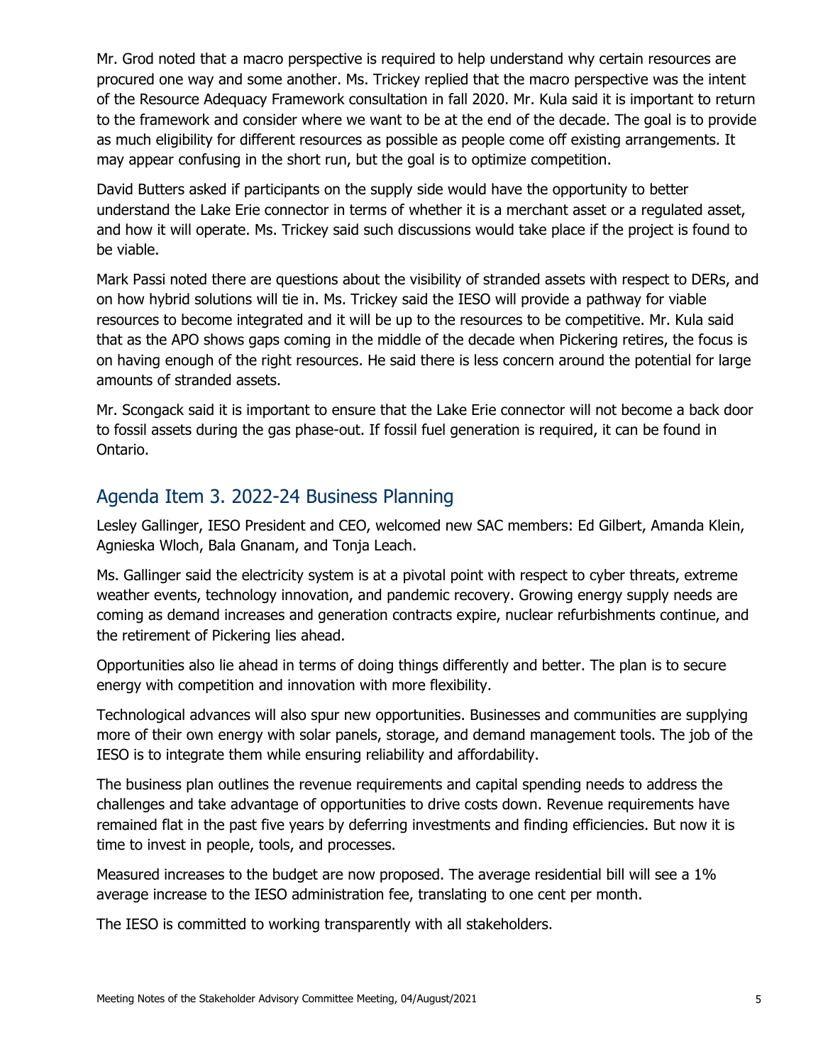Mr. Grod noted that a macro perspective is required to help understand why certain resources are procured one way and some another. Ms. Trickey replied that the macro perspective was the intent of the Resource Adequacy Framework consultation in fall 2020. Mr. Kula said it is important to return to the framework and consider where we want to be at the end of the decade. The goal is to provide as much eligibility for different resources as possible as people come off existing arrangements. It may appear confusing in the short run, but the goal is to optimize competition.

David Butters asked if participants on the supply side would have the opportunity to better understand the Lake Erie connector in terms of whether it is a merchant asset or a regulated asset, and how it will operate. Ms. Trickey said such discussions would take place if the project is found to be viable.

Mark Passi noted there are questions about the visibility of stranded assets with respect to DERs, and on how hybrid solutions will tie in. Ms. Trickey said the IESO will provide a pathway for viable resources to become integrated and it will be up to the resources to be competitive. Mr. Kula said that as the APO shows gaps coming in the middle of the decade when Pickering retires, the focus is on having enough of the right resources. He said there is less concern around the potential for large amounts of stranded assets.

Mr. Scongack said it is important to ensure that the Lake Erie connector will not become a back door to fossil assets during the gas phase-out. If fossil fuel generation is required, it can be found in Ontario.

## Agenda Item 3. 2022-24 Business Planning

Lesley Gallinger, IESO President and CEO, welcomed new SAC members: Ed Gilbert, Amanda Klein, Agnieska Wloch, Bala Gnanam, and Tonja Leach.

Ms. Gallinger said the electricity system is at a pivotal point with respect to cyber threats, extreme weather events, technology innovation, and pandemic recovery. Growing energy supply needs are coming as demand increases and generation contracts expire, nuclear refurbishments continue, and the retirement of Pickering lies ahead.

Opportunities also lie ahead in terms of doing things differently and better. The plan is to secure energy with competition and innovation with more flexibility.

Technological advances will also spur new opportunities. Businesses and communities are supplying more of their own energy with solar panels, storage, and demand management tools. The job of the IESO is to integrate them while ensuring reliability and affordability.

The business plan outlines the revenue requirements and capital spending needs to address the challenges and take advantage of opportunities to drive costs down. Revenue requirements have remained flat in the past five years by deferring investments and finding efficiencies. But now it is time to invest in people, tools, and processes.

Measured increases to the budget are now proposed. The average residential bill will see a 1% average increase to the IESO administration fee, translating to one cent per month.

The IESO is committed to working transparently with all stakeholders.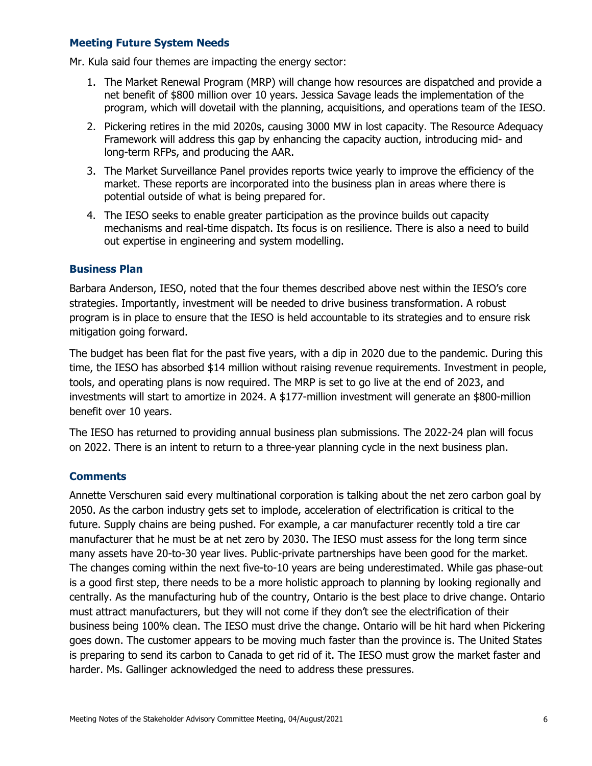### Meeting Future System Needs

Mr. Kula said four themes are impacting the energy sector:

1. The Market Renewal Program (MRP) will change how resources are dispatched and provide a net benefit of $800 million over 10 years. Jessica Savage leads the implementation of the program, which will dovetail with the planning, acquisitions, and operations team of the IESO.
2. Pickering retires in the mid 2020s, causing 3000 MW in lost capacity. The Resource Adequacy Framework will address this gap by enhancing the capacity auction, introducing mid- and long-term RFPs, and producing the AAR.
3. The Market Surveillance Panel provides reports twice yearly to improve the efficiency of the market. These reports are incorporated into the business plan in areas where there is potential outside of what is being prepared for.
4. The IESO seeks to enable greater participation as the province builds out capacity mechanisms and real-time dispatch. Its focus is on resilience. There is also a need to build out expertise in engineering and system modelling.

### Business Plan

Barbara Anderson, IESO, noted that the four themes described above nest within the IESO's core strategies. Importantly, investment will be needed to drive business transformation. A robust program is in place to ensure that the IESO is held accountable to its strategies and to ensure risk mitigation going forward.

The budget has been flat for the past five years, with a dip in 2020 due to the pandemic. During this time, the IESO has absorbed $14 million without raising revenue requirements. Investment in people, tools, and operating plans is now required. The MRP is set to go live at the end of 2023, and investments will start to amortize in 2024. A $177-million investment will generate an $800-million benefit over 10 years.

The IESO has returned to providing annual business plan submissions. The 2022-24 plan will focus on 2022. There is an intent to return to a three-year planning cycle in the next business plan.

### Comments

Annette Verschuren said every multinational corporation is talking about the net zero carbon goal by 2050. As the carbon industry gets set to implode, acceleration of electrification is critical to the future. Supply chains are being pushed. For example, a car manufacturer recently told a tire car manufacturer that he must be at net zero by 2030. The IESO must assess for the long term since many assets have 20-to-30 year lives. Public-private partnerships have been good for the market. The changes coming within the next five-to-10 years are being underestimated. While gas phase-out is a good first step, there needs to be a more holistic approach to planning by looking regionally and centrally. As the manufacturing hub of the country, Ontario is the best place to drive change. Ontario must attract manufacturers, but they will not come if they don't see the electrification of their business being 100% clean. The IESO must drive the change. Ontario will be hit hard when Pickering goes down. The customer appears to be moving much faster than the province is. The United States is preparing to send its carbon to Canada to get rid of it. The IESO must grow the market faster and harder. Ms. Gallinger acknowledged the need to address these pressures.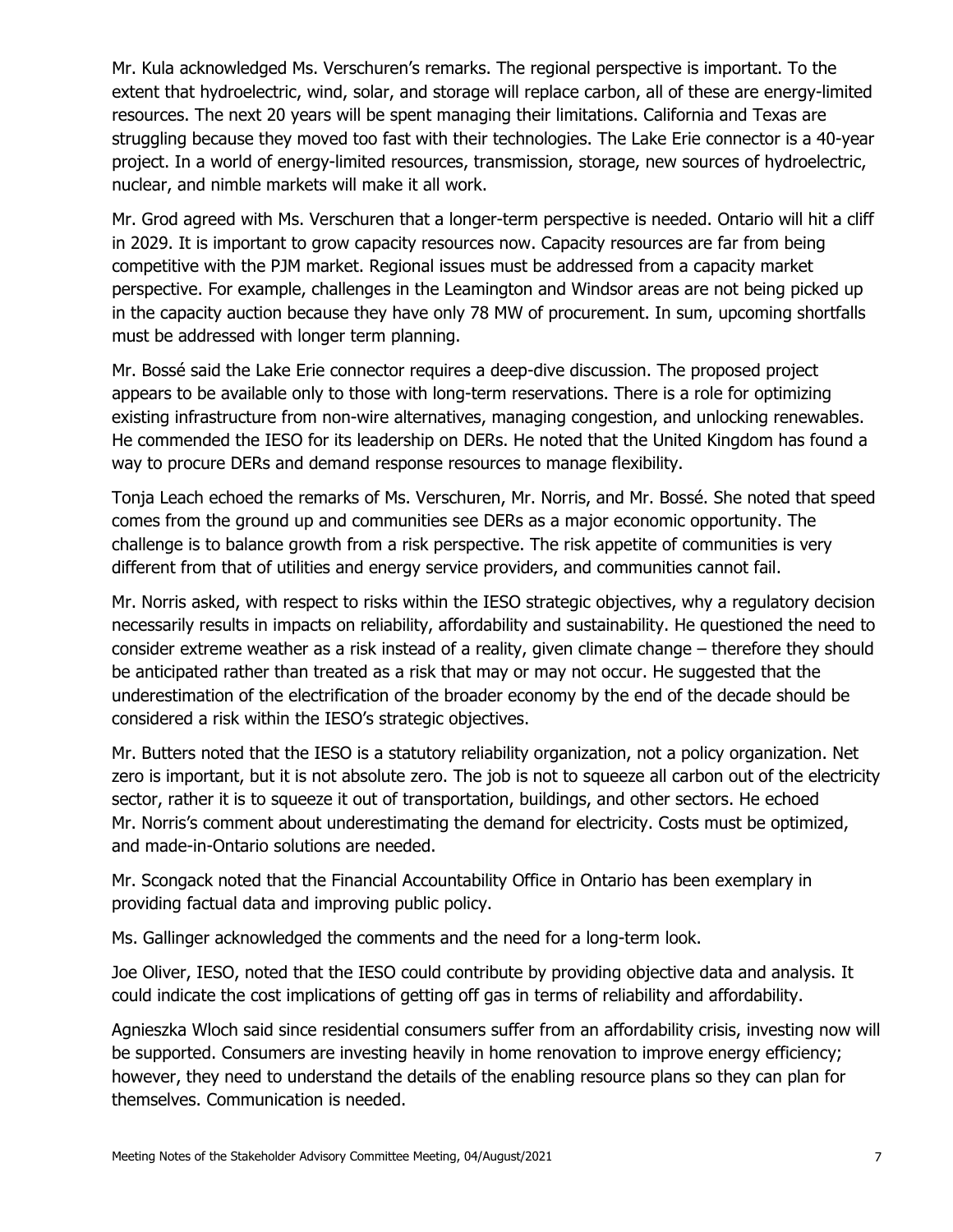Mr. Kula acknowledged Ms. Verschuren's remarks. The regional perspective is important. To the extent that hydroelectric, wind, solar, and storage will replace carbon, all of these are energy-limited resources. The next 20 years will be spent managing their limitations. California and Texas are struggling because they moved too fast with their technologies. The Lake Erie connector is a 40-year project. In a world of energy-limited resources, transmission, storage, new sources of hydroelectric, nuclear, and nimble markets will make it all work.

Mr. Grod agreed with Ms. Verschuren that a longer-term perspective is needed. Ontario will hit a cliff in 2029. It is important to grow capacity resources now. Capacity resources are far from being competitive with the PJM market. Regional issues must be addressed from a capacity market perspective. For example, challenges in the Leamington and Windsor areas are not being picked up in the capacity auction because they have only 78 MW of procurement. In sum, upcoming shortfalls must be addressed with longer term planning.

Mr. Bossé said the Lake Erie connector requires a deep-dive discussion. The proposed project appears to be available only to those with long-term reservations. There is a role for optimizing existing infrastructure from non-wire alternatives, managing congestion, and unlocking renewables. He commended the IESO for its leadership on DERs. He noted that the United Kingdom has found a way to procure DERs and demand response resources to manage flexibility.

Tonja Leach echoed the remarks of Ms. Verschuren, Mr. Norris, and Mr. Bossé. She noted that speed comes from the ground up and communities see DERs as a major economic opportunity. The challenge is to balance growth from a risk perspective. The risk appetite of communities is very different from that of utilities and energy service providers, and communities cannot fail.

Mr. Norris asked, with respect to risks within the IESO strategic objectives, why a regulatory decision necessarily results in impacts on reliability, affordability and sustainability. He questioned the need to consider extreme weather as a risk instead of a reality, given climate change – therefore they should be anticipated rather than treated as a risk that may or may not occur. He suggested that the underestimation of the electrification of the broader economy by the end of the decade should be considered a risk within the IESO's strategic objectives.

Mr. Butters noted that the IESO is a statutory reliability organization, not a policy organization. Net zero is important, but it is not absolute zero. The job is not to squeeze all carbon out of the electricity sector, rather it is to squeeze it out of transportation, buildings, and other sectors. He echoed Mr. Norris's comment about underestimating the demand for electricity. Costs must be optimized, and made-in-Ontario solutions are needed.

Mr. Scongack noted that the Financial Accountability Office in Ontario has been exemplary in providing factual data and improving public policy.

Ms. Gallinger acknowledged the comments and the need for a long-term look.

Joe Oliver, IESO, noted that the IESO could contribute by providing objective data and analysis. It could indicate the cost implications of getting off gas in terms of reliability and affordability.

Agnieszka Wloch said since residential consumers suffer from an affordability crisis, investing now will be supported. Consumers are investing heavily in home renovation to improve energy efficiency; however, they need to understand the details of the enabling resource plans so they can plan for themselves. Communication is needed.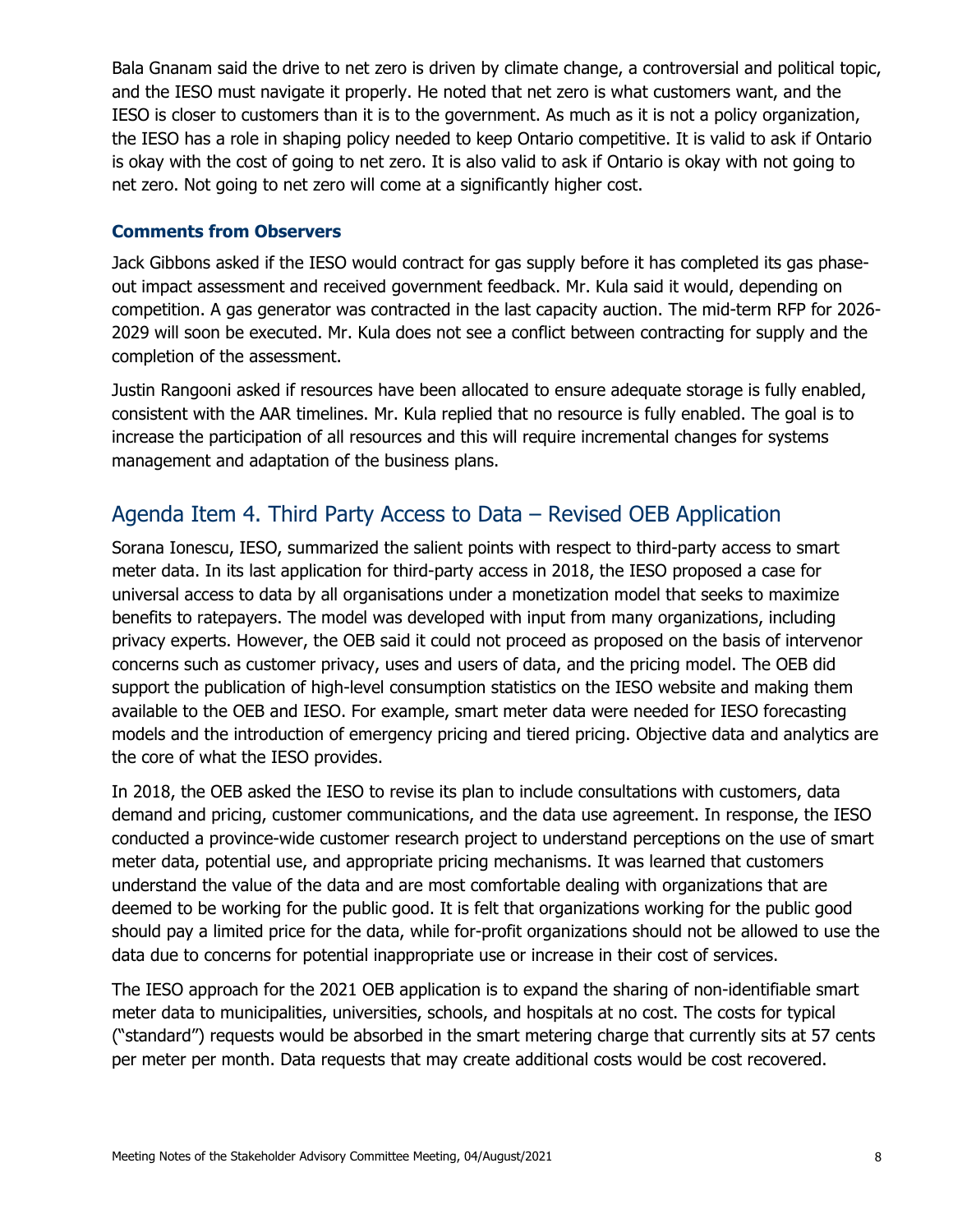Bala Gnanam said the drive to net zero is driven by climate change, a controversial and political topic, and the IESO must navigate it properly. He noted that net zero is what customers want, and the IESO is closer to customers than it is to the government. As much as it is not a policy organization, the IESO has a role in shaping policy needed to keep Ontario competitive. It is valid to ask if Ontario is okay with the cost of going to net zero. It is also valid to ask if Ontario is okay with not going to net zero. Not going to net zero will come at a significantly higher cost.

### Comments from Observers

Jack Gibbons asked if the IESO would contract for gas supply before it has completed its gas phase-out impact assessment and received government feedback. Mr. Kula said it would, depending on competition. A gas generator was contracted in the last capacity auction. The mid-term RFP for 2026-2029 will soon be executed. Mr. Kula does not see a conflict between contracting for supply and the completion of the assessment.

Justin Rangooni asked if resources have been allocated to ensure adequate storage is fully enabled, consistent with the AAR timelines. Mr. Kula replied that no resource is fully enabled. The goal is to increase the participation of all resources and this will require incremental changes for systems management and adaptation of the business plans.

## Agenda Item 4. Third Party Access to Data – Revised OEB Application

Sorana Ionescu, IESO, summarized the salient points with respect to third-party access to smart meter data. In its last application for third-party access in 2018, the IESO proposed a case for universal access to data by all organisations under a monetization model that seeks to maximize benefits to ratepayers. The model was developed with input from many organizations, including privacy experts. However, the OEB said it could not proceed as proposed on the basis of intervenor concerns such as customer privacy, uses and users of data, and the pricing model. The OEB did support the publication of high-level consumption statistics on the IESO website and making them available to the OEB and IESO. For example, smart meter data were needed for IESO forecasting models and the introduction of emergency pricing and tiered pricing. Objective data and analytics are the core of what the IESO provides.

In 2018, the OEB asked the IESO to revise its plan to include consultations with customers, data demand and pricing, customer communications, and the data use agreement. In response, the IESO conducted a province-wide customer research project to understand perceptions on the use of smart meter data, potential use, and appropriate pricing mechanisms. It was learned that customers understand the value of the data and are most comfortable dealing with organizations that are deemed to be working for the public good. It is felt that organizations working for the public good should pay a limited price for the data, while for-profit organizations should not be allowed to use the data due to concerns for potential inappropriate use or increase in their cost of services.

The IESO approach for the 2021 OEB application is to expand the sharing of non-identifiable smart meter data to municipalities, universities, schools, and hospitals at no cost. The costs for typical ("standard") requests would be absorbed in the smart metering charge that currently sits at 57 cents per meter per month. Data requests that may create additional costs would be cost recovered.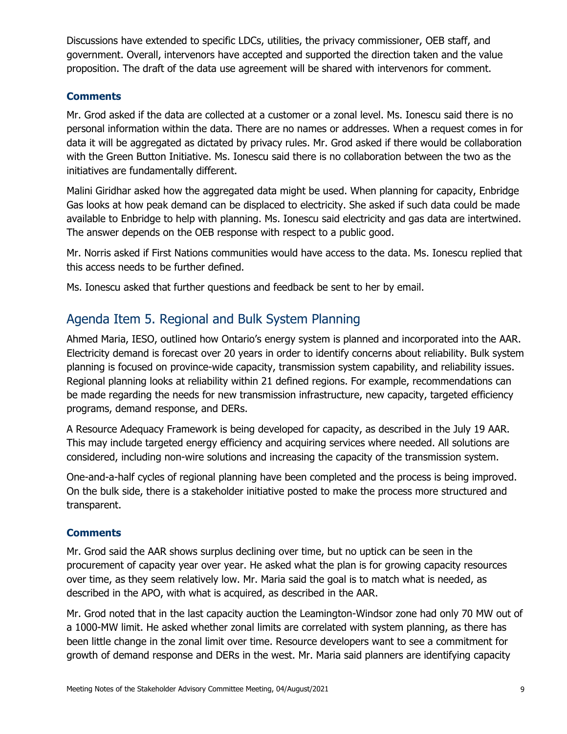Discussions have extended to specific LDCs, utilities, the privacy commissioner, OEB staff, and government. Overall, intervenors have accepted and supported the direction taken and the value proposition. The draft of the data use agreement will be shared with intervenors for comment.

### Comments

Mr. Grod asked if the data are collected at a customer or a zonal level. Ms. Ionescu said there is no personal information within the data. There are no names or addresses. When a request comes in for data it will be aggregated as dictated by privacy rules. Mr. Grod asked if there would be collaboration with the Green Button Initiative. Ms. Ionescu said there is no collaboration between the two as the initiatives are fundamentally different.

Malini Giridhar asked how the aggregated data might be used. When planning for capacity, Enbridge Gas looks at how peak demand can be displaced to electricity. She asked if such data could be made available to Enbridge to help with planning. Ms. Ionescu said electricity and gas data are intertwined. The answer depends on the OEB response with respect to a public good.

Mr. Norris asked if First Nations communities would have access to the data. Ms. Ionescu replied that this access needs to be further defined.

Ms. Ionescu asked that further questions and feedback be sent to her by email.

## Agenda Item 5. Regional and Bulk System Planning

Ahmed Maria, IESO, outlined how Ontario's energy system is planned and incorporated into the AAR. Electricity demand is forecast over 20 years in order to identify concerns about reliability. Bulk system planning is focused on province-wide capacity, transmission system capability, and reliability issues. Regional planning looks at reliability within 21 defined regions. For example, recommendations can be made regarding the needs for new transmission infrastructure, new capacity, targeted efficiency programs, demand response, and DERs.

A Resource Adequacy Framework is being developed for capacity, as described in the July 19 AAR. This may include targeted energy efficiency and acquiring services where needed. All solutions are considered, including non-wire solutions and increasing the capacity of the transmission system.

One-and-a-half cycles of regional planning have been completed and the process is being improved. On the bulk side, there is a stakeholder initiative posted to make the process more structured and transparent.

### Comments

Mr. Grod said the AAR shows surplus declining over time, but no uptick can be seen in the procurement of capacity year over year. He asked what the plan is for growing capacity resources over time, as they seem relatively low. Mr. Maria said the goal is to match what is needed, as described in the APO, with what is acquired, as described in the AAR.

Mr. Grod noted that in the last capacity auction the Leamington-Windsor zone had only 70 MW out of a 1000-MW limit. He asked whether zonal limits are correlated with system planning, as there has been little change in the zonal limit over time. Resource developers want to see a commitment for growth of demand response and DERs in the west. Mr. Maria said planners are identifying capacity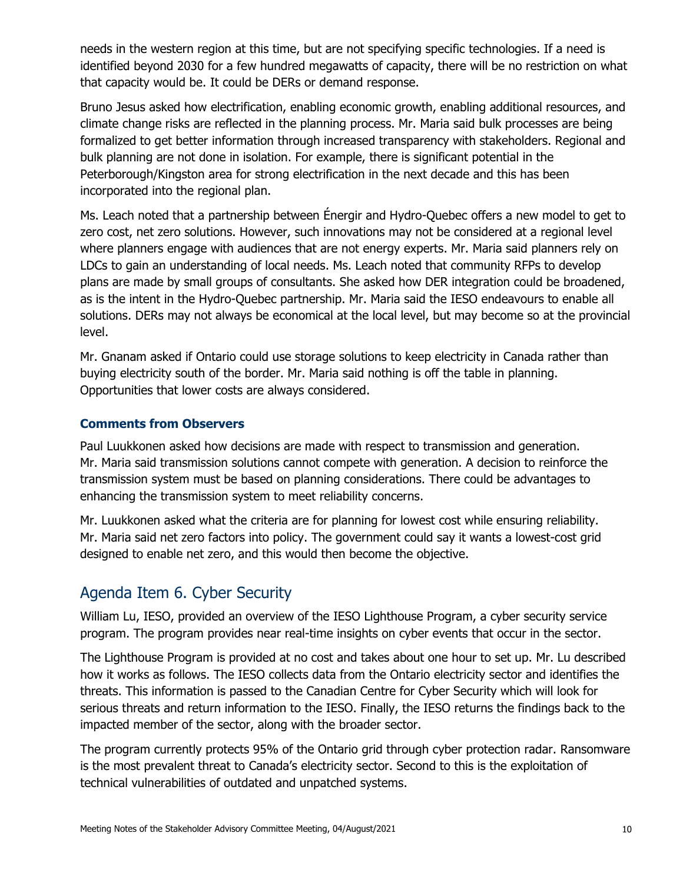needs in the western region at this time, but are not specifying specific technologies. If a need is identified beyond 2030 for a few hundred megawatts of capacity, there will be no restriction on what that capacity would be. It could be DERs or demand response.

Bruno Jesus asked how electrification, enabling economic growth, enabling additional resources, and climate change risks are reflected in the planning process. Mr. Maria said bulk processes are being formalized to get better information through increased transparency with stakeholders. Regional and bulk planning are not done in isolation. For example, there is significant potential in the Peterborough/Kingston area for strong electrification in the next decade and this has been incorporated into the regional plan.

Ms. Leach noted that a partnership between Énergir and Hydro-Quebec offers a new model to get to zero cost, net zero solutions. However, such innovations may not be considered at a regional level where planners engage with audiences that are not energy experts. Mr. Maria said planners rely on LDCs to gain an understanding of local needs. Ms. Leach noted that community RFPs to develop plans are made by small groups of consultants. She asked how DER integration could be broadened, as is the intent in the Hydro-Quebec partnership. Mr. Maria said the IESO endeavours to enable all solutions. DERs may not always be economical at the local level, but may become so at the provincial level.

Mr. Gnanam asked if Ontario could use storage solutions to keep electricity in Canada rather than buying electricity south of the border. Mr. Maria said nothing is off the table in planning. Opportunities that lower costs are always considered.

### Comments from Observers

Paul Luukkonen asked how decisions are made with respect to transmission and generation. Mr. Maria said transmission solutions cannot compete with generation. A decision to reinforce the transmission system must be based on planning considerations. There could be advantages to enhancing the transmission system to meet reliability concerns.

Mr. Luukkonen asked what the criteria are for planning for lowest cost while ensuring reliability. Mr. Maria said net zero factors into policy. The government could say it wants a lowest-cost grid designed to enable net zero, and this would then become the objective.

## Agenda Item 6. Cyber Security

William Lu, IESO, provided an overview of the IESO Lighthouse Program, a cyber security service program. The program provides near real-time insights on cyber events that occur in the sector.

The Lighthouse Program is provided at no cost and takes about one hour to set up. Mr. Lu described how it works as follows. The IESO collects data from the Ontario electricity sector and identifies the threats. This information is passed to the Canadian Centre for Cyber Security which will look for serious threats and return information to the IESO. Finally, the IESO returns the findings back to the impacted member of the sector, along with the broader sector.

The program currently protects 95% of the Ontario grid through cyber protection radar. Ransomware is the most prevalent threat to Canada's electricity sector. Second to this is the exploitation of technical vulnerabilities of outdated and unpatched systems.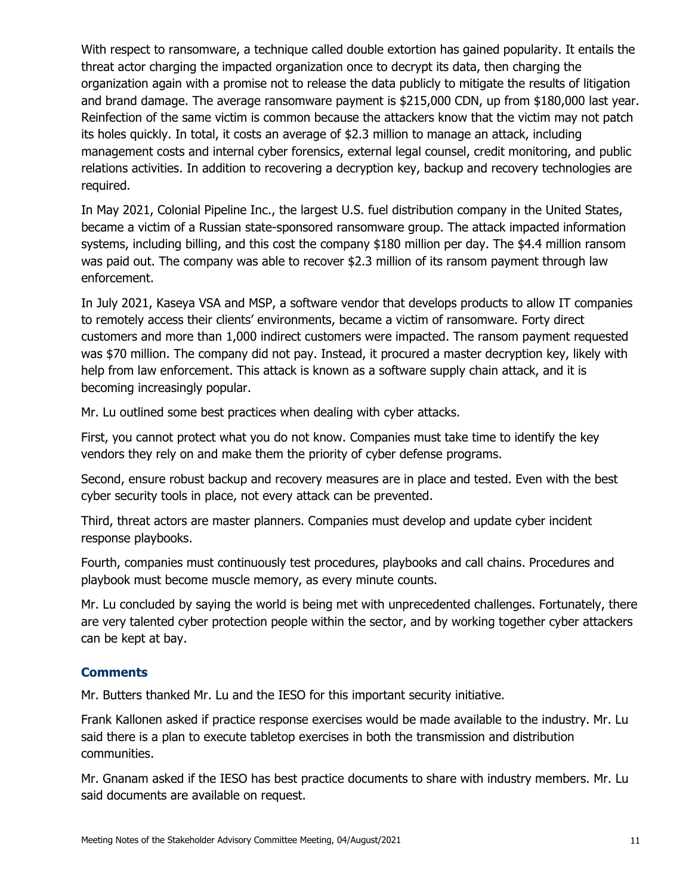With respect to ransomware, a technique called double extortion has gained popularity. It entails the threat actor charging the impacted organization once to decrypt its data, then charging the organization again with a promise not to release the data publicly to mitigate the results of litigation and brand damage. The average ransomware payment is $215,000 CDN, up from $180,000 last year. Reinfection of the same victim is common because the attackers know that the victim may not patch its holes quickly. In total, it costs an average of $2.3 million to manage an attack, including management costs and internal cyber forensics, external legal counsel, credit monitoring, and public relations activities. In addition to recovering a decryption key, backup and recovery technologies are required.

In May 2021, Colonial Pipeline Inc., the largest U.S. fuel distribution company in the United States, became a victim of a Russian state-sponsored ransomware group. The attack impacted information systems, including billing, and this cost the company $180 million per day. The $4.4 million ransom was paid out. The company was able to recover $2.3 million of its ransom payment through law enforcement.

In July 2021, Kaseya VSA and MSP, a software vendor that develops products to allow IT companies to remotely access their clients' environments, became a victim of ransomware. Forty direct customers and more than 1,000 indirect customers were impacted. The ransom payment requested was $70 million. The company did not pay. Instead, it procured a master decryption key, likely with help from law enforcement. This attack is known as a software supply chain attack, and it is becoming increasingly popular.

Mr. Lu outlined some best practices when dealing with cyber attacks.

First, you cannot protect what you do not know. Companies must take time to identify the key vendors they rely on and make them the priority of cyber defense programs.

Second, ensure robust backup and recovery measures are in place and tested. Even with the best cyber security tools in place, not every attack can be prevented.

Third, threat actors are master planners. Companies must develop and update cyber incident response playbooks.

Fourth, companies must continuously test procedures, playbooks and call chains. Procedures and playbook must become muscle memory, as every minute counts.

Mr. Lu concluded by saying the world is being met with unprecedented challenges. Fortunately, there are very talented cyber protection people within the sector, and by working together cyber attackers can be kept at bay.

### Comments

Mr. Butters thanked Mr. Lu and the IESO for this important security initiative.

Frank Kallonen asked if practice response exercises would be made available to the industry. Mr. Lu said there is a plan to execute tabletop exercises in both the transmission and distribution communities.

Mr. Gnanam asked if the IESO has best practice documents to share with industry members. Mr. Lu said documents are available on request.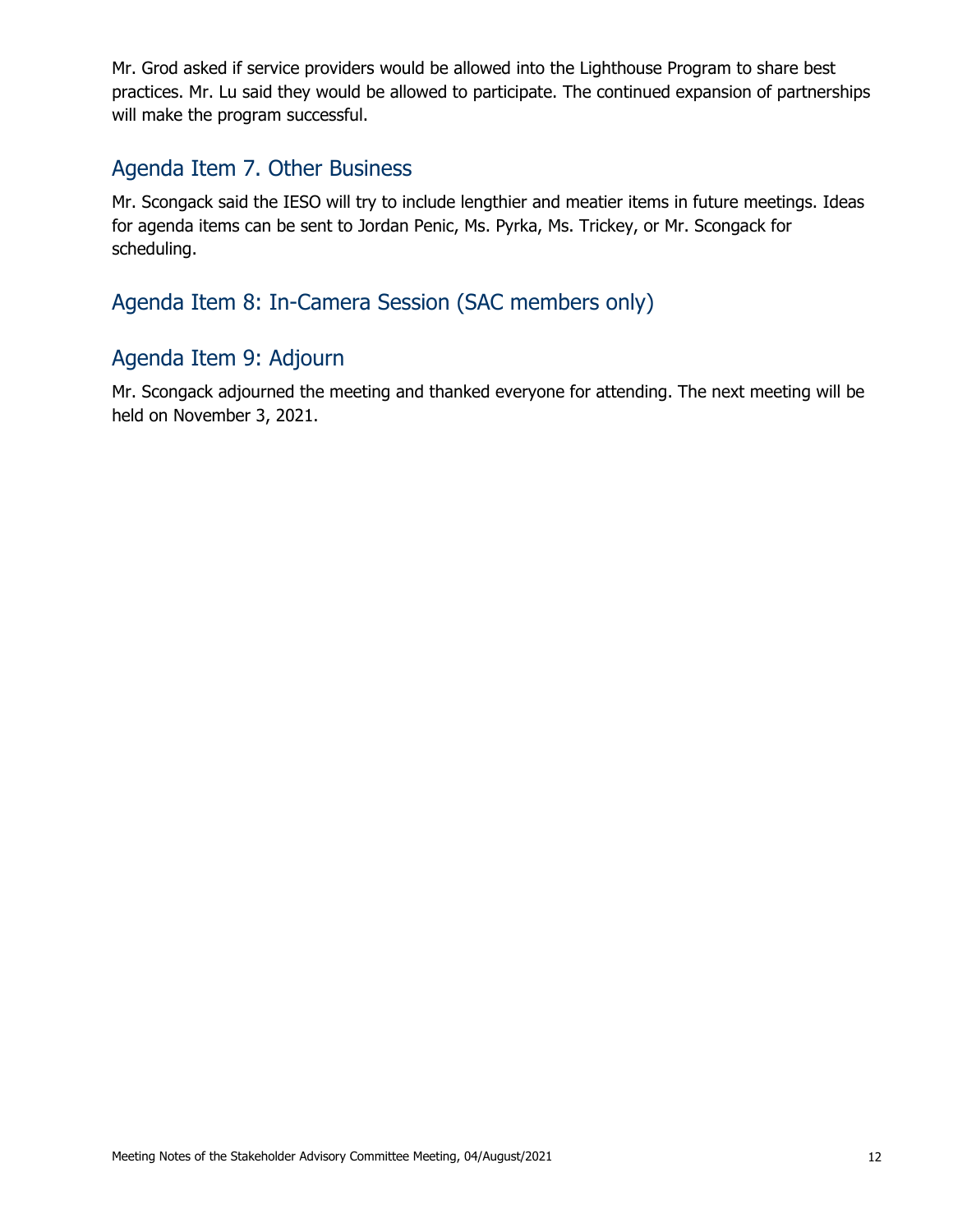Mr. Grod asked if service providers would be allowed into the Lighthouse Program to share best practices. Mr. Lu said they would be allowed to participate. The continued expansion of partnerships will make the program successful.

## Agenda Item 7. Other Business

Mr. Scongack said the IESO will try to include lengthier and meatier items in future meetings. Ideas for agenda items can be sent to Jordan Penic, Ms. Pyrka, Ms. Trickey, or Mr. Scongack for scheduling.

## Agenda Item 8: In-Camera Session (SAC members only)

## Agenda Item 9: Adjourn

Mr. Scongack adjourned the meeting and thanked everyone for attending. The next meeting will be held on November 3, 2021.